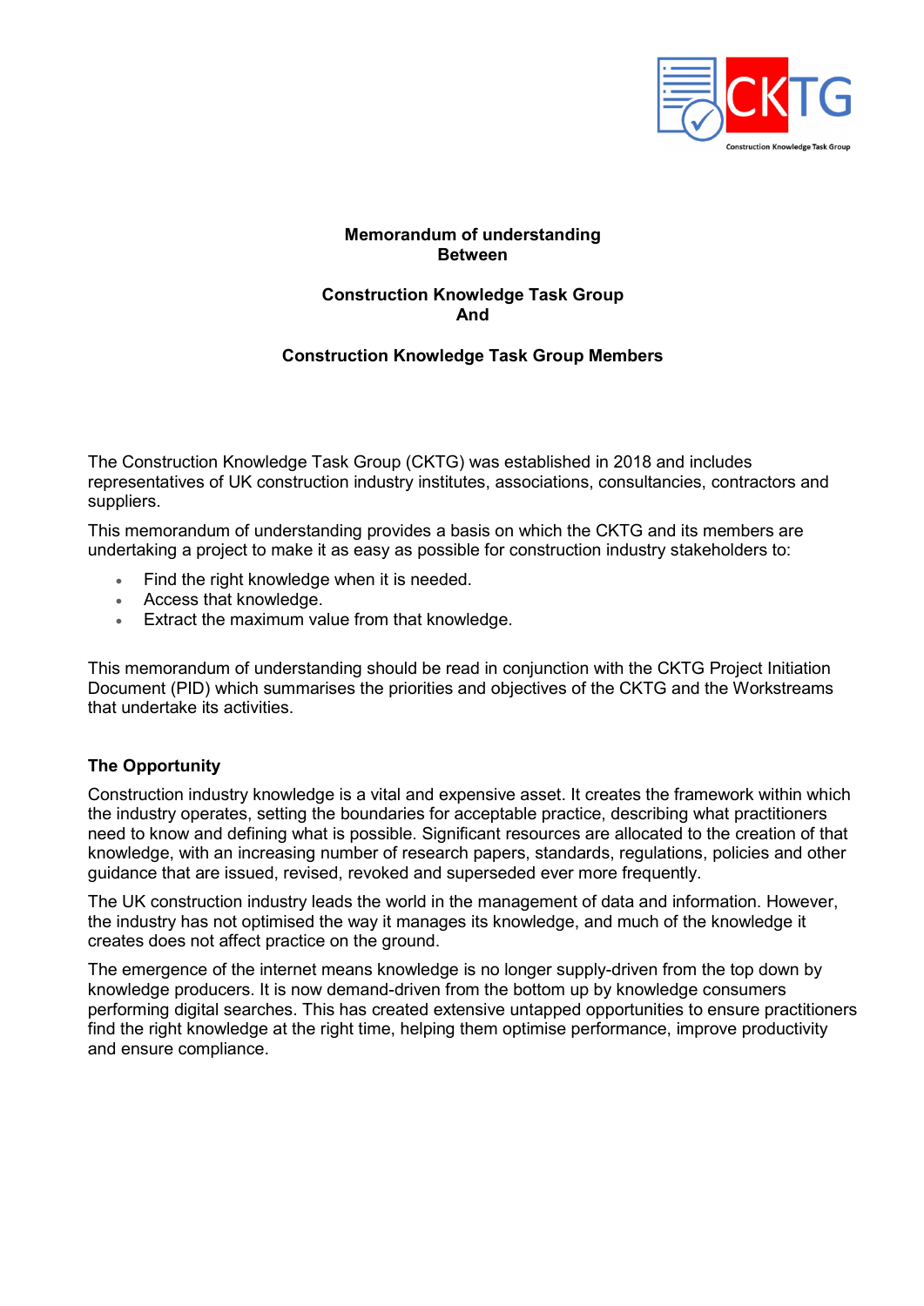**Memorandum of understanding**
**Between**

**Construction Knowledge Task Group**
**And**

**Construction Knowledge Task Group Members**

The Construction Knowledge Task Group (CKTG) was established in 2018 and includes representatives of UK construction industry institutes, associations, consultancies, contractors and suppliers.

This memorandum of understanding provides a basis on which the CKTG and its members are undertaking a project to make it as easy as possible for construction industry stakeholders to:

- Find the right knowledge when it is needed.
- Access that knowledge.
- Extract the maximum value from that knowledge.

This memorandum of understanding should be read in conjunction with the CKTG Project Initiation Document (PID) which summarises the priorities and objectives of the CKTG and the Workstreams that undertake its activities.

## The Opportunity

Construction industry knowledge is a vital and expensive asset. It creates the framework within which the industry operates, setting the boundaries for acceptable practice, describing what practitioners need to know and defining what is possible. Significant resources are allocated to the creation of that knowledge, with an increasing number of research papers, standards, regulations, policies and other guidance that are issued, revised, revoked and superseded ever more frequently.

The UK construction industry leads the world in the management of data and information. However, the industry has not optimised the way it manages its knowledge, and much of the knowledge it creates does not affect practice on the ground.

The emergence of the internet means knowledge is no longer supply-driven from the top down by knowledge producers. It is now demand-driven from the bottom up by knowledge consumers performing digital searches. This has created extensive untapped opportunities to ensure practitioners find the right knowledge at the right time, helping them optimise performance, improve productivity and ensure compliance.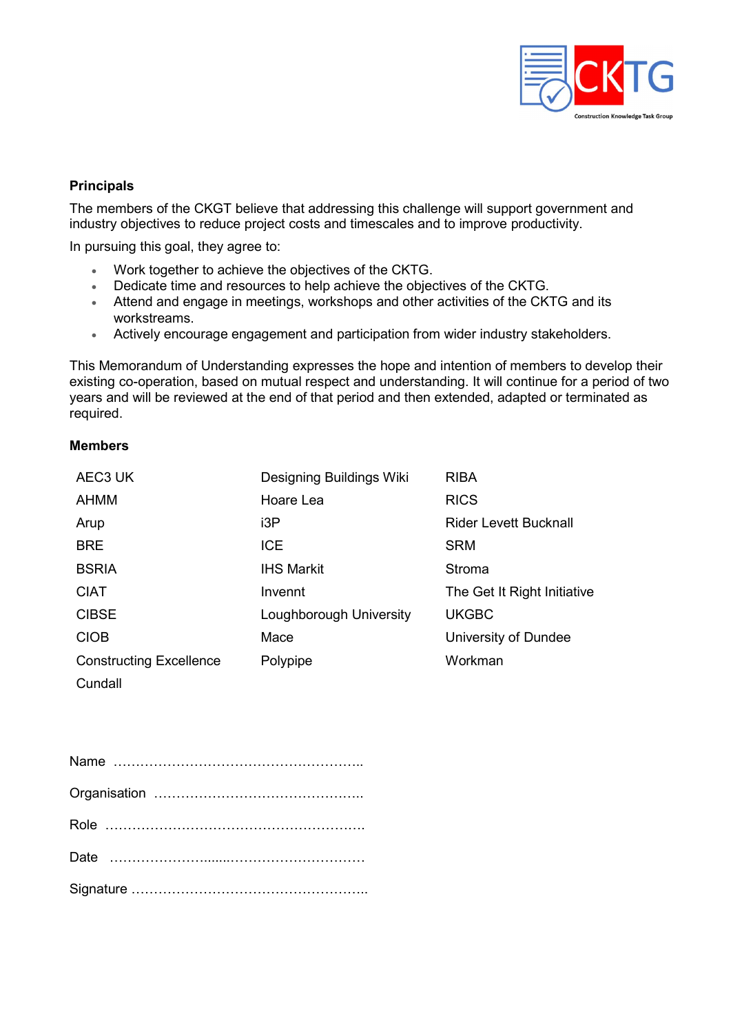## Principals

The members of the CKGT believe that addressing this challenge will support government and industry objectives to reduce project costs and timescales and to improve productivity.

In pursuing this goal, they agree to:

- Work together to achieve the objectives of the CKTG.
- Dedicate time and resources to help achieve the objectives of the CKTG.
- Attend and engage in meetings, workshops and other activities of the CKTG and its workstreams.
- Actively encourage engagement and participation from wider industry stakeholders.

This Memorandum of Understanding expresses the hope and intention of members to develop their existing co-operation, based on mutual respect and understanding. It will continue for a period of two years and will be reviewed at the end of that period and then extended, adapted or terminated as required.

## Members

| | | |
|---|---|---|
| AEC3 UK | Designing Buildings Wiki | RIBA |
| AHMM | Hoare Lea | RICS |
| Arup | i3P | Rider Levett Bucknall |
| BRE | ICE | SRM |
| BSRIA | IHS Markit | Stroma |
| CIAT | Invennt | The Get It Right Initiative |
| CIBSE | Loughborough University | UKGBC |
| CIOB | Mace | University of Dundee |
| Constructing Excellence | Polypipe | Workman |
| Cundall | | |

Name ………………………………………………..

Organisation ………………………………………..

Role ………………………………………………….

Date ………………………...………………………

Signature ……………………………………………..